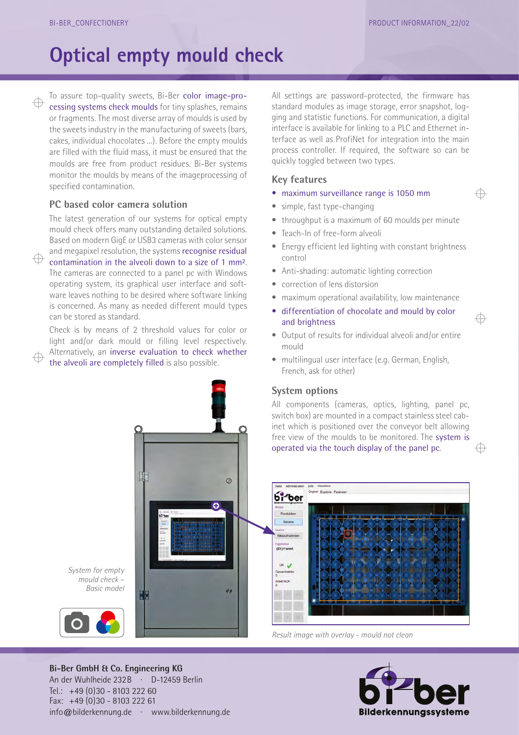# Optical empty mould check

To assure top-quality sweets, Bi-Ber color image-processing systems check moulds for tiny splashes, remains or fragments. The most diverse array of moulds is used by the sweets industry in the manufacturing of sweets (bars, cakes, individual chocolates ...). Before the empty moulds are filled with the fluid mass, it must be ensured that the moulds are free from product residues. Bi-Ber systems monitor the moulds by means of the imageprocessing of specified contamination.

## PC based color camera solution

The latest generation of our systems for optical empty mould check offers many outstanding detailed solutions. Based on modern GigE or USB3 cameras with color sensor and megapixel resolution, the systems recognise residual contamination in the alveoli down to a size of 1 mm². The cameras are connected to a panel pc with Windows operating system, its graphical user interface and software leaves nothing to be desired where software linking is concerned. As many as needed different mould types can be stored as standard.

Check is by means of 2 threshold values for color or light and/or dark mould or filling level respectively. Alternatively, an inverse evaluation to check whether the alveoli are completely filled is also possible.

*System for empty mould check – Basic model*

All settings are password-protected, the firmware has standard modules as image storage, error snapshot, logging and statistic functions. For communication, a digital interface is available for linking to a PLC and Ethernet interface as well as ProfiNet for integration into the main process controller. If required, the software so can be quickly toggled between two types.

## Key features

- maximum surveillance range is 1050 mm
- simple, fast type-changing
- throughput is a maximum of 60 moulds per minute
- Teach-In of free-form alveoli
- Energy efficient led lighting with constant brightness control
- Anti-shading: automatic lighting correction
- correction of lens distortion
- maximum operational availability, low maintenance
- differentiation of chocolate and mould by color and brightness
- Output of results for individual alveoli and/or entire mould
- multilingual user interface (e.g. German, English, French, ask for other)

## System options

All components (cameras, optics, lighting, panel pc, switch box) are mounted in a compact stainless steel cabinet which is positioned over the conveyor belt allowing free view of the moulds to be monitored. The system is operated via the touch display of the panel pc.

*Result image with overlay - mould not clean*

**Bi-Ber GmbH & Co. Engineering KG**
An der Wuhlheide 232B · D-12459 Berlin
Tel.: +49 (0)30 - 8103 222 60
Fax: +49 (0)30 - 8103 222 61
info@bilderkennung.de · www.bilderkennung.de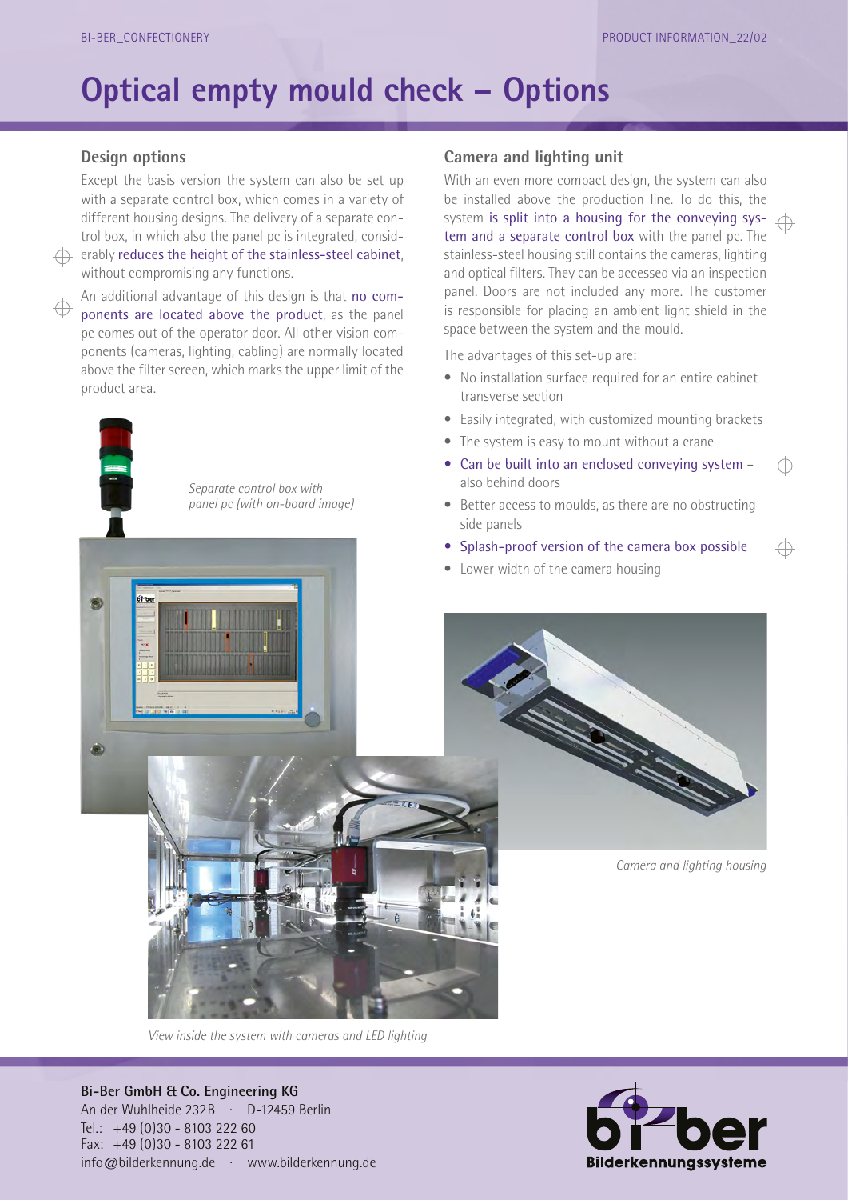# Optical empty mould check – Options

## Design options

Except the basis version the system can also be set up with a separate control box, which comes in a variety of different housing designs. The delivery of a separate control box, in which also the panel pc is integrated, considerably reduces the height of the stainless-steel cabinet, without compromising any functions.

An additional advantage of this design is that no components are located above the product, as the panel pc comes out of the operator door. All other vision components (cameras, lighting, cabling) are normally located above the filter screen, which marks the upper limit of the product area.

*Separate control box with panel pc (with on-board image)*

*View inside the system with cameras and LED lighting*

## Camera and lighting unit

With an even more compact design, the system can also be installed above the production line. To do this, the system is split into a housing for the conveying system and a separate control box with the panel pc. The stainless-steel housing still contains the cameras, lighting and optical filters. They can be accessed via an inspection panel. Doors are not included any more. The customer is responsible for placing an ambient light shield in the space between the system and the mould.

The advantages of this set-up are:

- No installation surface required for an entire cabinet transverse section
- Easily integrated, with customized mounting brackets
- The system is easy to mount without a crane
- Can be built into an enclosed conveying system – also behind doors
- Better access to moulds, as there are no obstructing side panels
- Splash-proof version of the camera box possible
- Lower width of the camera housing

*Camera and lighting housing*

**Bi-Ber GmbH & Co. Engineering KG**
An der Wuhlheide 232B · D-12459 Berlin
Tel.: +49 (0)30 - 8103 222 60
Fax: +49 (0)30 - 8103 222 61
info@bilderkennung.de · www.bilderkennung.de

bi-ber Bilderkennungssysteme